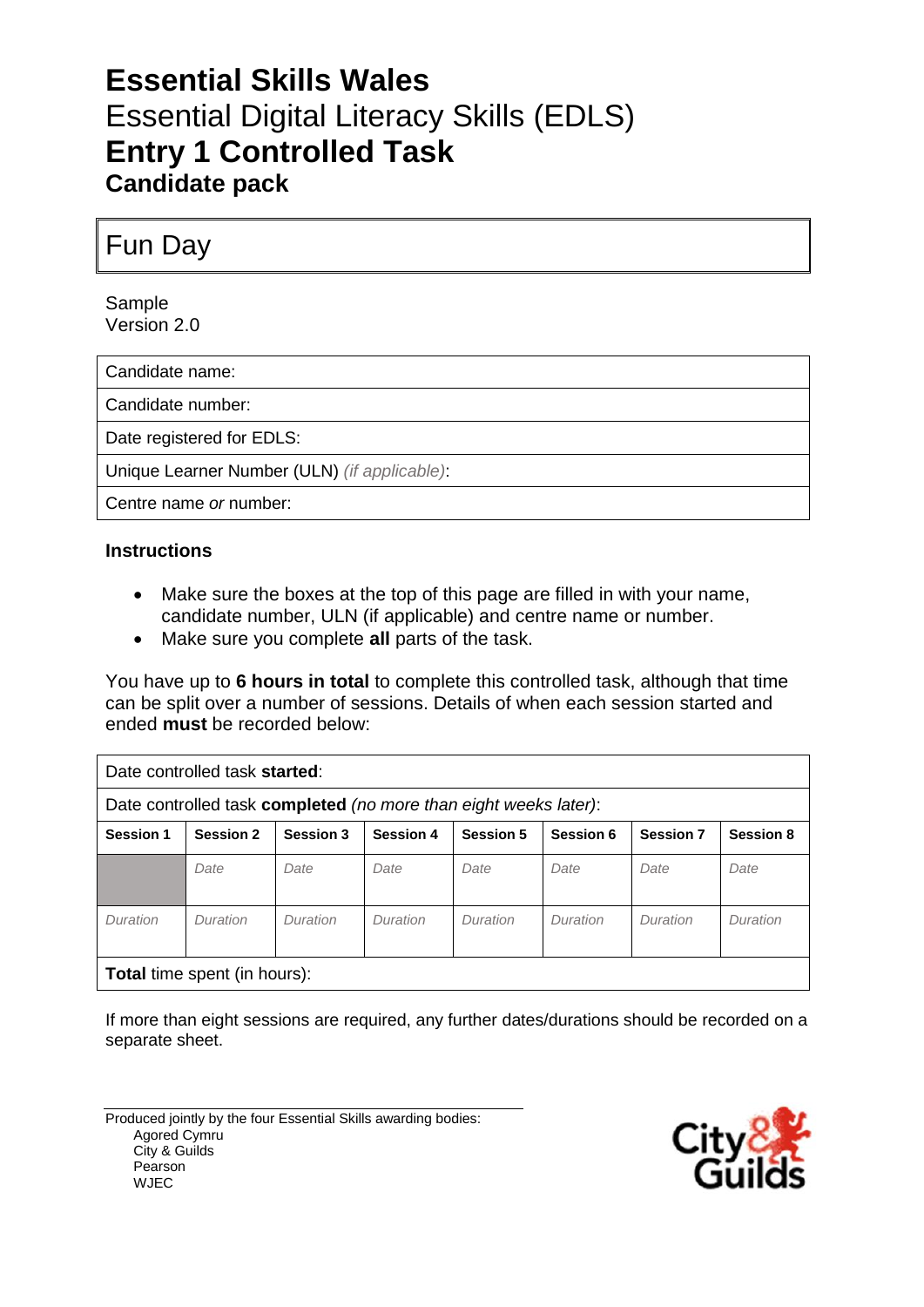# **Essential Skills Wales**
# Essential Digital Literacy Skills (EDLS)
# **Entry 1 Controlled Task**
## **Candidate pack**

## Fun Day

Sample
Version 2.0

| Candidate name: |
|---|
| Candidate number: |
| Date registered for EDLS: |
| Unique Learner Number (ULN) *(if applicable)*: |
| Centre name *or* number: |

### **Instructions**

- Make sure the boxes at the top of this page are filled in with your name, candidate number, ULN (if applicable) and centre name or number.
- Make sure you complete **all** parts of the task.

You have up to **6 hours in total** to complete this controlled task, although that time can be split over a number of sessions. Details of when each session started and ended **must** be recorded below:

| Date controlled task **started**: | | | | | | | |
|---|---|---|---|---|---|---|---|
| Date controlled task **completed** *(no more than eight weeks later)*: | | | | | | | |
| **Session 1** | **Session 2** | **Session 3** | **Session 4** | **Session 5** | **Session 6** | **Session 7** | **Session 8** |
| | *Date* | *Date* | *Date* | *Date* | *Date* | *Date* | *Date* |
| *Duration* | *Duration* | *Duration* | *Duration* | *Duration* | *Duration* | *Duration* | *Duration* |
| **Total** time spent (in hours): | | | | | | | |

If more than eight sessions are required, any further dates/durations should be recorded on a separate sheet.

Produced jointly by the four Essential Skills awarding bodies:
- Agored Cymru
- City & Guilds
- Pearson
- WJEC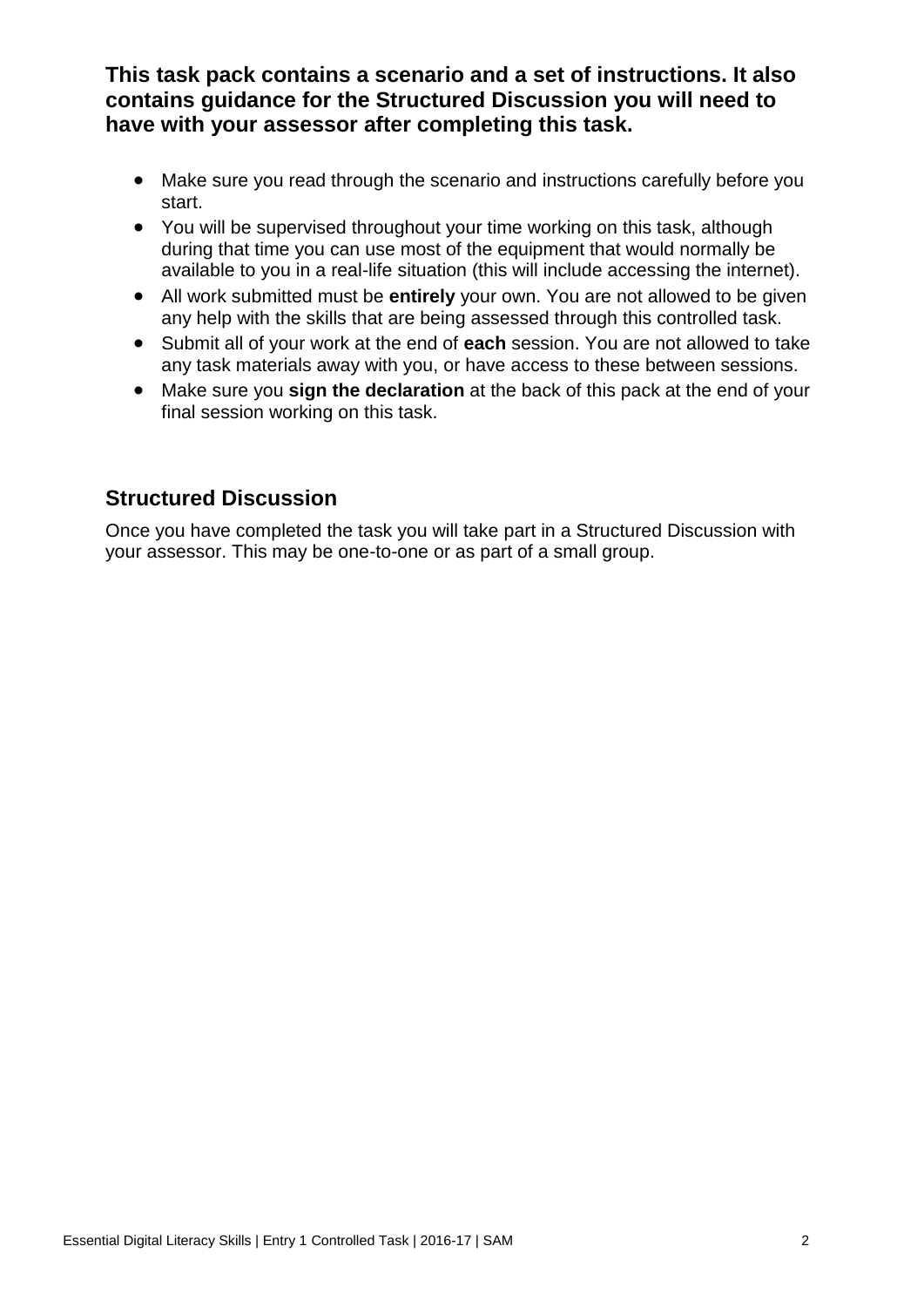**This task pack contains a scenario and a set of instructions. It also contains guidance for the Structured Discussion you will need to have with your assessor after completing this task.**

- Make sure you read through the scenario and instructions carefully before you start.
- You will be supervised throughout your time working on this task, although during that time you can use most of the equipment that would normally be available to you in a real-life situation (this will include accessing the internet).
- All work submitted must be **entirely** your own. You are not allowed to be given any help with the skills that are being assessed through this controlled task.
- Submit all of your work at the end of **each** session. You are not allowed to take any task materials away with you, or have access to these between sessions.
- Make sure you **sign the declaration** at the back of this pack at the end of your final session working on this task.

## Structured Discussion

Once you have completed the task you will take part in a Structured Discussion with your assessor. This may be one-to-one or as part of a small group.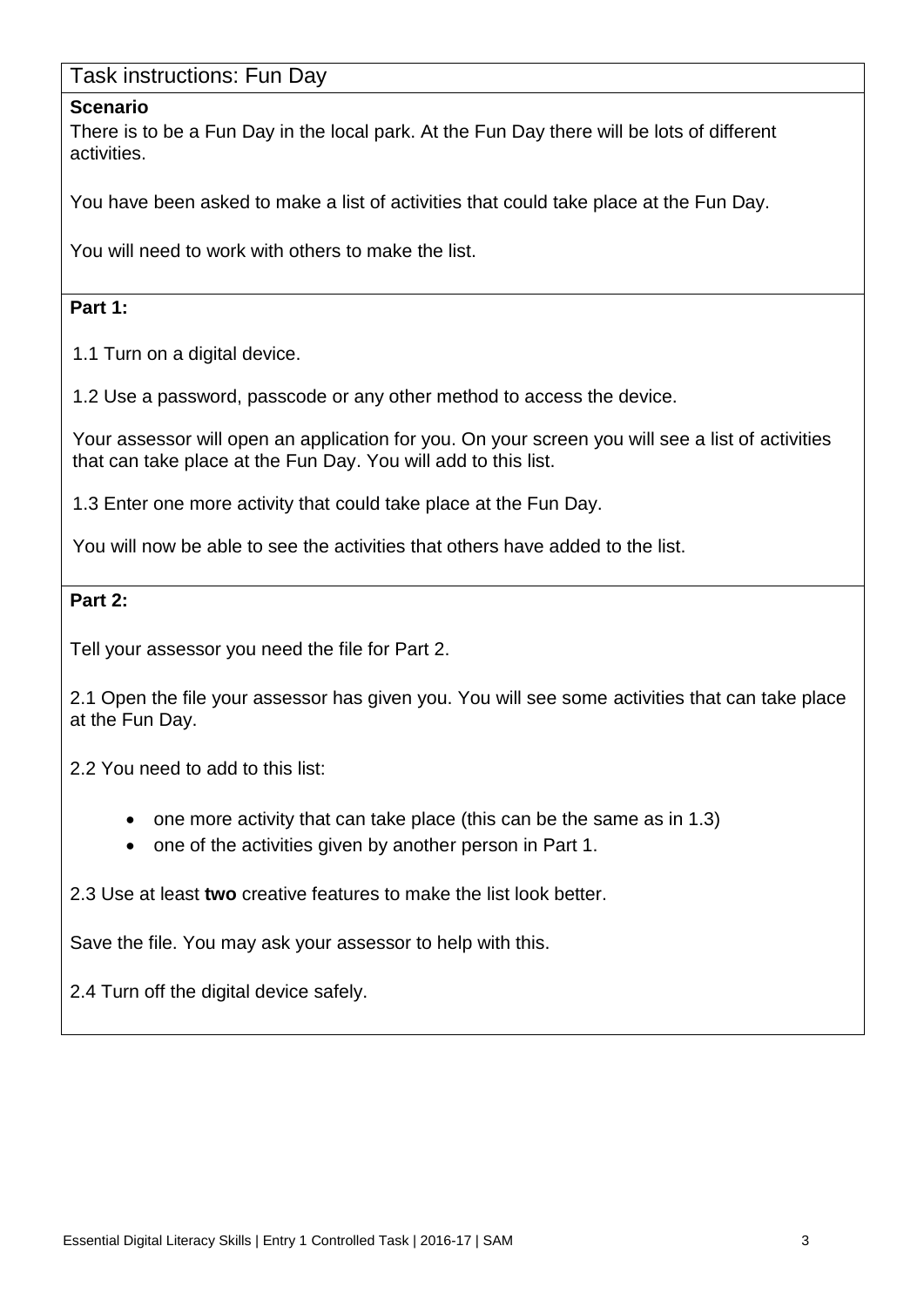## Task instructions: Fun Day

**Scenario**

There is to be a Fun Day in the local park. At the Fun Day there will be lots of different activities.

You have been asked to make a list of activities that could take place at the Fun Day.

You will need to work with others to make the list.

**Part 1:**

1.1 Turn on a digital device.

1.2 Use a password, passcode or any other method to access the device.

Your assessor will open an application for you. On your screen you will see a list of activities that can take place at the Fun Day. You will add to this list.

1.3 Enter one more activity that could take place at the Fun Day.

You will now be able to see the activities that others have added to the list.

**Part 2:**

Tell your assessor you need the file for Part 2.

2.1 Open the file your assessor has given you. You will see some activities that can take place at the Fun Day.

2.2 You need to add to this list:

- one more activity that can take place (this can be the same as in 1.3)
- one of the activities given by another person in Part 1.

2.3 Use at least **two** creative features to make the list look better.

Save the file. You may ask your assessor to help with this.

2.4 Turn off the digital device safely.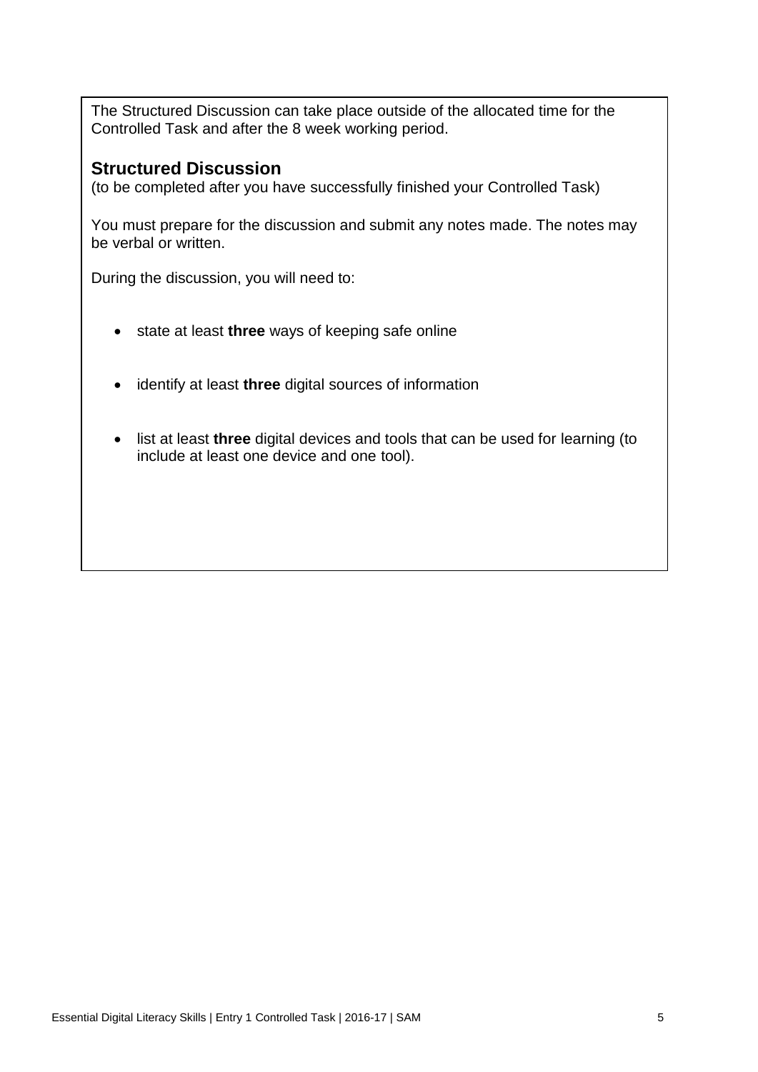The Structured Discussion can take place outside of the allocated time for the Controlled Task and after the 8 week working period.

## Structured Discussion

(to be completed after you have successfully finished your Controlled Task)

You must prepare for the discussion and submit any notes made. The notes may be verbal or written.

During the discussion, you will need to:

- state at least **three** ways of keeping safe online
- identify at least **three** digital sources of information
- list at least **three** digital devices and tools that can be used for learning (to include at least one device and one tool).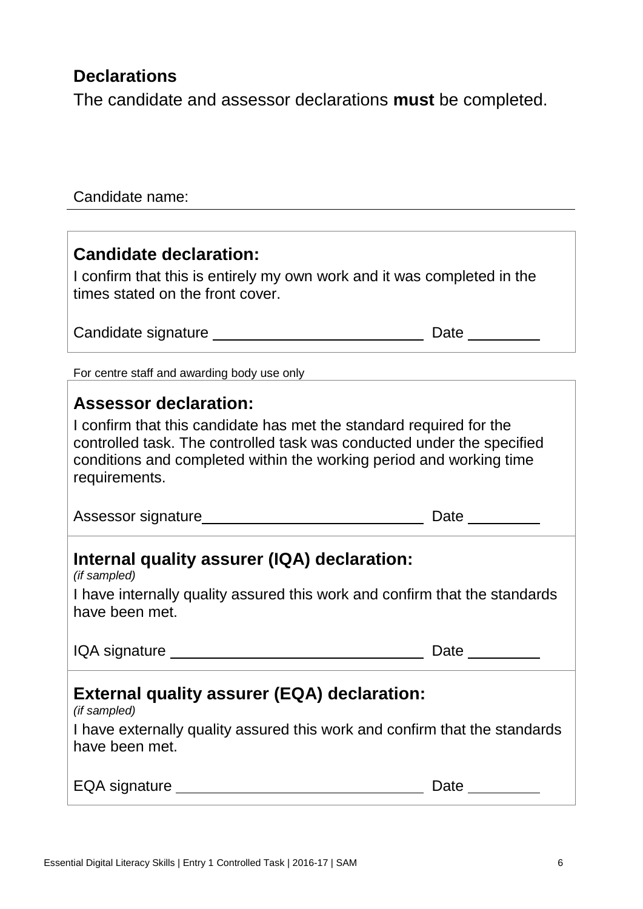## Declarations

The candidate and assessor declarations **must** be completed.

Candidate name: \_\_\_\_\_\_\_\_\_\_\_\_\_\_\_\_\_\_\_\_\_\_\_\_\_\_\_\_\_\_\_\_\_\_\_\_\_\_\_\_

### Candidate declaration:

I confirm that this is entirely my own work and it was completed in the times stated on the front cover.

Candidate signature \_\_\_\_\_\_\_\_\_\_\_\_\_\_\_\_\_\_\_\_\_\_\_\_\_\_ Date \_\_\_\_\_\_\_\_\_\_

For centre staff and awarding body use only

### Assessor declaration:

I confirm that this candidate has met the standard required for the controlled task. The controlled task was conducted under the specified conditions and completed within the working period and working time requirements.

Assessor signature \_\_\_\_\_\_\_\_\_\_\_\_\_\_\_\_\_\_\_\_\_\_\_\_\_\_ Date \_\_\_\_\_\_\_\_\_\_

### Internal quality assurer (IQA) declaration:

*(if sampled)*

I have internally quality assured this work and confirm that the standards have been met.

IQA signature \_\_\_\_\_\_\_\_\_\_\_\_\_\_\_\_\_\_\_\_\_\_\_\_\_\_\_\_\_\_ Date \_\_\_\_\_\_\_\_\_\_

### External quality assurer (EQA) declaration:

*(if sampled)*

I have externally quality assured this work and confirm that the standards have been met.

EQA signature \_\_\_\_\_\_\_\_\_\_\_\_\_\_\_\_\_\_\_\_\_\_\_\_\_\_\_\_\_\_ Date \_\_\_\_\_\_\_\_\_\_